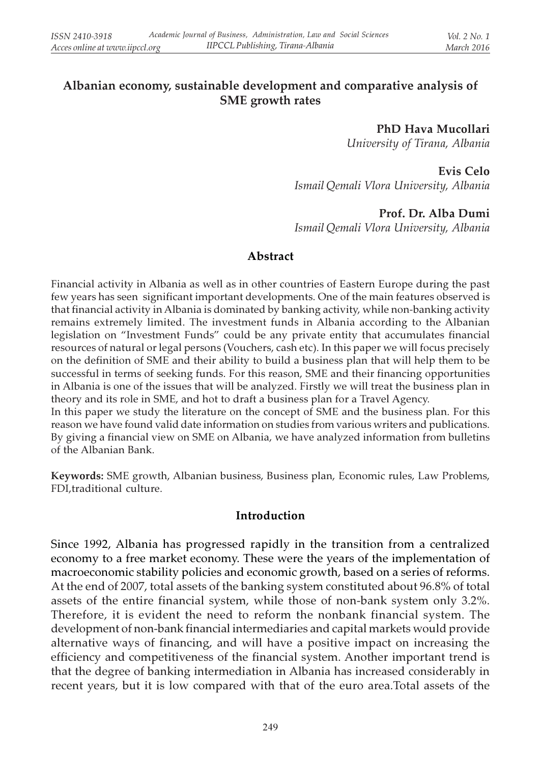# Albanian economy, sustainable development and comparative analysis of SME growth rates

**PhD Hava Mucollari**
*University of Tirana, Albania*

**Evis Celo**
*Ismail Qemali Vlora University, Albania*

**Prof. Dr. Alba Dumi**
*Ismail Qemali Vlora University, Albania*

## Abstract

Financial activity in Albania as well as in other countries of Eastern Europe during the past few years has seen significant important developments. One of the main features observed is that financial activity in Albania is dominated by banking activity, while non-banking activity remains extremely limited. The investment funds in Albania according to the Albanian legislation on "Investment Funds" could be any private entity that accumulates financial resources of natural or legal persons (Vouchers, cash etc). In this paper we will focus precisely on the definition of SME and their ability to build a business plan that will help them to be successful in terms of seeking funds. For this reason, SME and their financing opportunities in Albania is one of the issues that will be analyzed. Firstly we will treat the business plan in theory and its role in SME, and hot to draft a business plan for a Travel Agency.

In this paper we study the literature on the concept of SME and the business plan. For this reason we have found valid date information on studies from various writers and publications. By giving a financial view on SME on Albania, we have analyzed information from bulletins of the Albanian Bank.

**Keywords:** SME growth, Albanian business, Business plan, Economic rules, Law Problems, FDI,traditional culture.

## Introduction

Since 1992, Albania has progressed rapidly in the transition from a centralized economy to a free market economy. These were the years of the implementation of macroeconomic stability policies and economic growth, based on a series of reforms. At the end of 2007, total assets of the banking system constituted about 96.8% of total assets of the entire financial system, while those of non-bank system only 3.2%. Therefore, it is evident the need to reform the nonbank financial system. The development of non-bank financial intermediaries and capital markets would provide alternative ways of financing, and will have a positive impact on increasing the efficiency and competitiveness of the financial system. Another important trend is that the degree of banking intermediation in Albania has increased considerably in recent years, but it is low compared with that of the euro area.Total assets of the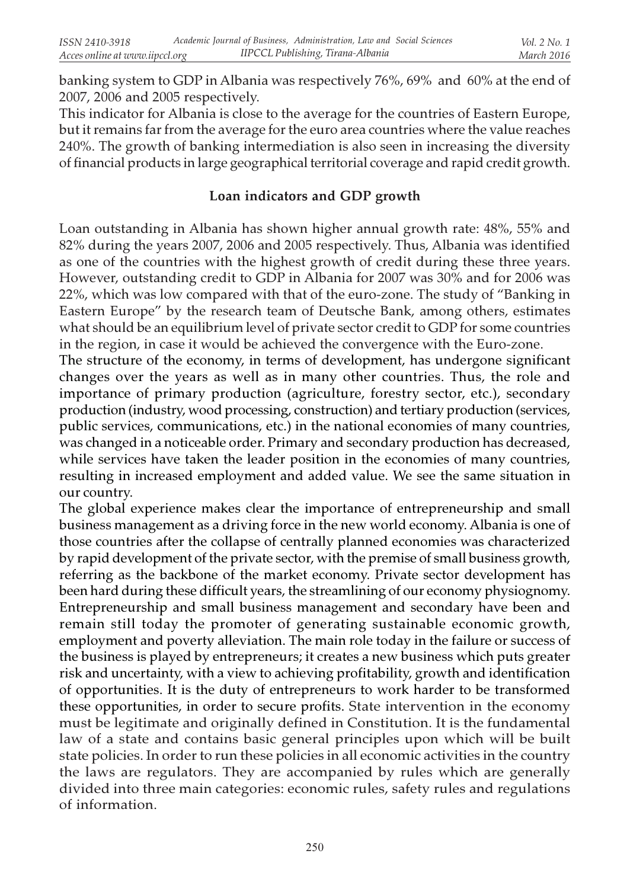banking system to GDP in Albania was respectively 76%, 69% and 60% at the end of 2007, 2006 and 2005 respectively.

This indicator for Albania is close to the average for the countries of Eastern Europe, but it remains far from the average for the euro area countries where the value reaches 240%. The growth of banking intermediation is also seen in increasing the diversity of financial products in large geographical territorial coverage and rapid credit growth.

## Loan indicators and GDP growth

Loan outstanding in Albania has shown higher annual growth rate: 48%, 55% and 82% during the years 2007, 2006 and 2005 respectively. Thus, Albania was identified as one of the countries with the highest growth of credit during these three years. However, outstanding credit to GDP in Albania for 2007 was 30% and for 2006 was 22%, which was low compared with that of the euro-zone. The study of "Banking in Eastern Europe" by the research team of Deutsche Bank, among others, estimates what should be an equilibrium level of private sector credit to GDP for some countries in the region, in case it would be achieved the convergence with the Euro-zone.

The structure of the economy, in terms of development, has undergone significant changes over the years as well as in many other countries. Thus, the role and importance of primary production (agriculture, forestry sector, etc.), secondary production (industry, wood processing, construction) and tertiary production (services, public services, communications, etc.) in the national economies of many countries, was changed in a noticeable order. Primary and secondary production has decreased, while services have taken the leader position in the economies of many countries, resulting in increased employment and added value. We see the same situation in our country.

The global experience makes clear the importance of entrepreneurship and small business management as a driving force in the new world economy. Albania is one of those countries after the collapse of centrally planned economies was characterized by rapid development of the private sector, with the premise of small business growth, referring as the backbone of the market economy. Private sector development has been hard during these difficult years, the streamlining of our economy physiognomy. Entrepreneurship and small business management and secondary have been and remain still today the promoter of generating sustainable economic growth, employment and poverty alleviation. The main role today in the failure or success of the business is played by entrepreneurs; it creates a new business which puts greater risk and uncertainty, with a view to achieving profitability, growth and identification of opportunities. It is the duty of entrepreneurs to work harder to be transformed these opportunities, in order to secure profits. State intervention in the economy must be legitimate and originally defined in Constitution. It is the fundamental law of a state and contains basic general principles upon which will be built state policies. In order to run these policies in all economic activities in the country the laws are regulators. They are accompanied by rules which are generally divided into three main categories: economic rules, safety rules and regulations of information.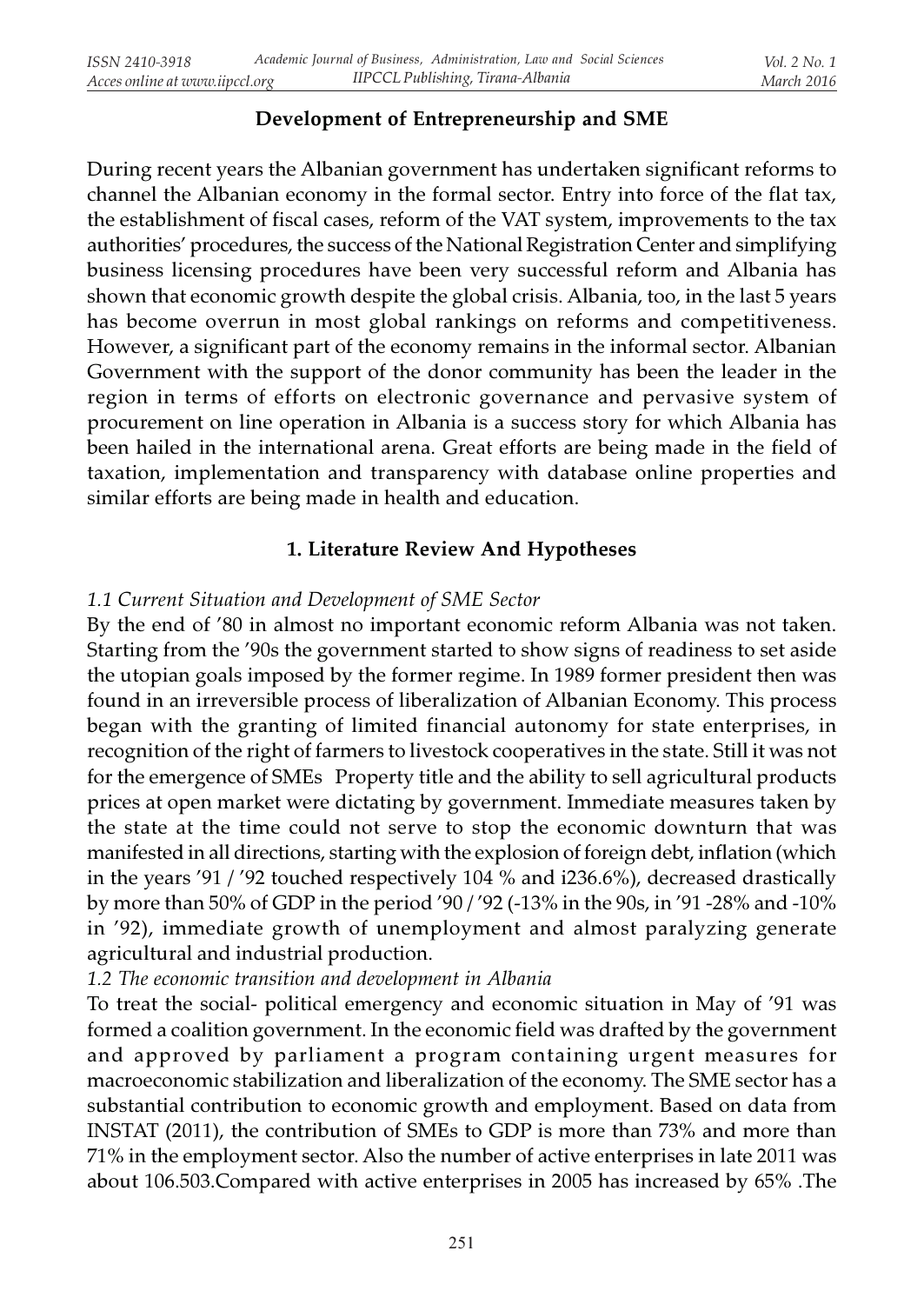### Development of Entrepreneurship and SME

During recent years the Albanian government has undertaken significant reforms to channel the Albanian economy in the formal sector. Entry into force of the flat tax, the establishment of fiscal cases, reform of the VAT system, improvements to the tax authorities' procedures, the success of the National Registration Center and simplifying business licensing procedures have been very successful reform and Albania has shown that economic growth despite the global crisis. Albania, too, in the last 5 years has become overrun in most global rankings on reforms and competitiveness. However, a significant part of the economy remains in the informal sector. Albanian Government with the support of the donor community has been the leader in the region in terms of efforts on electronic governance and pervasive system of procurement on line operation in Albania is a success story for which Albania has been hailed in the international arena. Great efforts are being made in the field of taxation, implementation and transparency with database online properties and similar efforts are being made in health and education.

## 1. Literature Review And Hypotheses

*1.1 Current Situation and Development of SME Sector*

By the end of '80 in almost no important economic reform Albania was not taken. Starting from the '90s the government started to show signs of readiness to set aside the utopian goals imposed by the former regime. In 1989 former president then was found in an irreversible process of liberalization of Albanian Economy. This process began with the granting of limited financial autonomy for state enterprises, in recognition of the right of farmers to livestock cooperatives in the state. Still it was not for the emergence of SMEs Property title and the ability to sell agricultural products prices at open market were dictating by government. Immediate measures taken by the state at the time could not serve to stop the economic downturn that was manifested in all directions, starting with the explosion of foreign debt, inflation (which in the years '91 / '92 touched respectively 104 % and i236.6%), decreased drastically by more than 50% of GDP in the period '90 / '92 (-13% in the 90s, in '91 -28% and -10% in '92), immediate growth of unemployment and almost paralyzing generate agricultural and industrial production.

*1.2 The economic transition and development in Albania*

To treat the social- political emergency and economic situation in May of '91 was formed a coalition government. In the economic field was drafted by the government and approved by parliament a program containing urgent measures for macroeconomic stabilization and liberalization of the economy. The SME sector has a substantial contribution to economic growth and employment. Based on data from INSTAT (2011), the contribution of SMEs to GDP is more than 73% and more than 71% in the employment sector. Also the number of active enterprises in late 2011 was about 106.503.Compared with active enterprises in 2005 has increased by 65% .The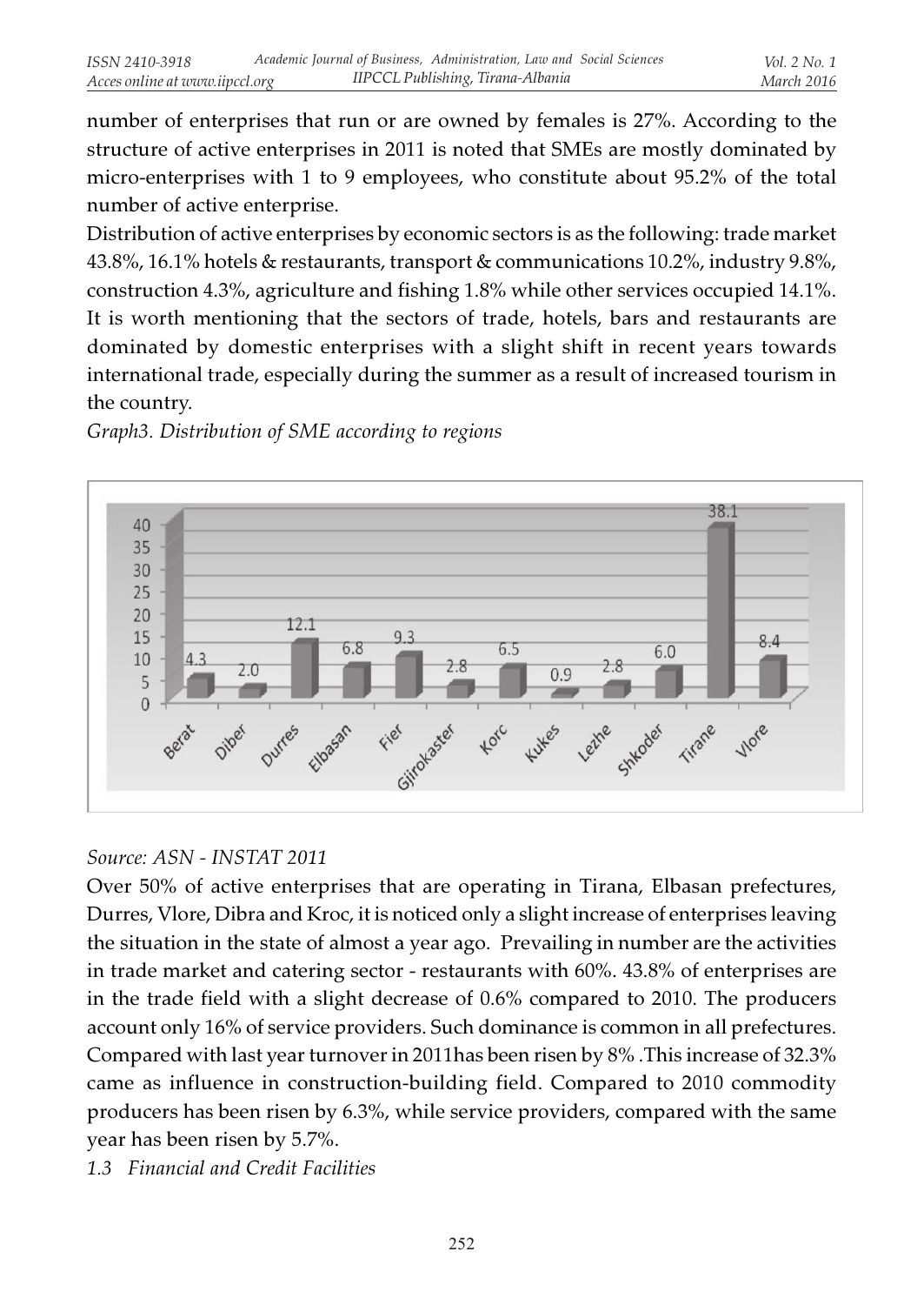number of enterprises that run or are owned by females is 27%. According to the structure of active enterprises in 2011 is noted that SMEs are mostly dominated by micro-enterprises with 1 to 9 employees, who constitute about 95.2% of the total number of active enterprise.

Distribution of active enterprises by economic sectors is as the following: trade market 43.8%, 16.1% hotels & restaurants, transport & communications 10.2%, industry 9.8%, construction 4.3%, agriculture and fishing 1.8% while other services occupied 14.1%. It is worth mentioning that the sectors of trade, hotels, bars and restaurants are dominated by domestic enterprises with a slight shift in recent years towards international trade, especially during the summer as a result of increased tourism in the country.

*Graph3. Distribution of SME according to regions*

| Berat | Diber | Durres | Elbasan | Fier | Gjirokaster | Korc | Kukes | Lezhe | Shkoder | Tirane | Vlore |
|---|---|---|---|---|---|---|---|---|---|---|---|
| 4.3 | 2.0 | 12.1 | 6.8 | 9.3 | 2.8 | 6.5 | 0.9 | 2.8 | 6.0 | 38.1 | 8.4 |

*Source: ASN - INSTAT 2011*

Over 50% of active enterprises that are operating in Tirana, Elbasan prefectures, Durres, Vlore, Dibra and Kroc, it is noticed only a slight increase of enterprises leaving the situation in the state of almost a year ago. Prevailing in number are the activities in trade market and catering sector - restaurants with 60%. 43.8% of enterprises are in the trade field with a slight decrease of 0.6% compared to 2010. The producers account only 16% of service providers. Such dominance is common in all prefectures. Compared with last year turnover in 2011has been risen by 8% .This increase of 32.3% came as influence in construction-building field. Compared to 2010 commodity producers has been risen by 6.3%, while service providers, compared with the same year has been risen by 5.7%.

*1.3 Financial and Credit Facilities*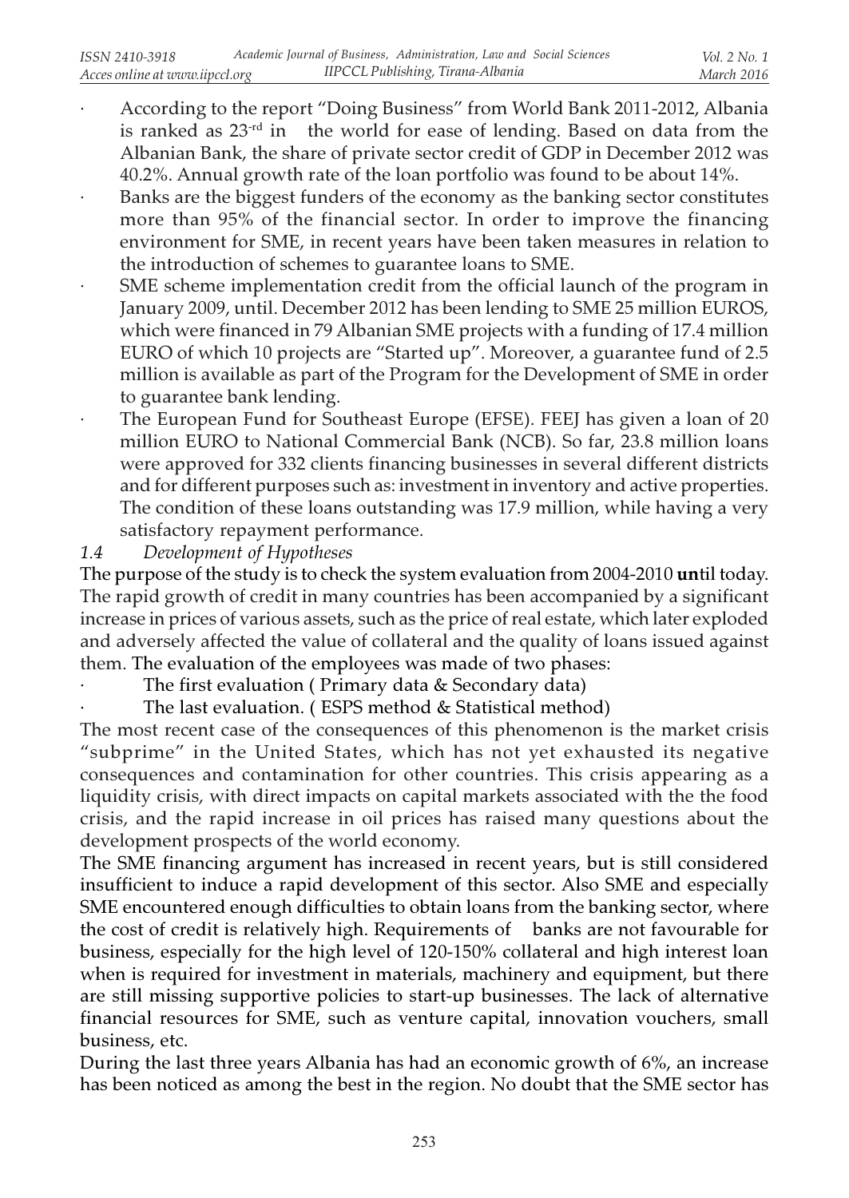- According to the report "Doing Business" from World Bank 2011-2012, Albania is ranked as 23-rd in the world for ease of lending. Based on data from the Albanian Bank, the share of private sector credit of GDP in December 2012 was 40.2%. Annual growth rate of the loan portfolio was found to be about 14%.
- Banks are the biggest funders of the economy as the banking sector constitutes more than 95% of the financial sector. In order to improve the financing environment for SME, in recent years have been taken measures in relation to the introduction of schemes to guarantee loans to SME.
- SME scheme implementation credit from the official launch of the program in January 2009, until. December 2012 has been lending to SME 25 million EUROS, which were financed in 79 Albanian SME projects with a funding of 17.4 million EURO of which 10 projects are "Started up". Moreover, a guarantee fund of 2.5 million is available as part of the Program for the Development of SME in order to guarantee bank lending.
- The European Fund for Southeast Europe (EFSE). FEEJ has given a loan of 20 million EURO to National Commercial Bank (NCB). So far, 23.8 million loans were approved for 332 clients financing businesses in several different districts and for different purposes such as: investment in inventory and active properties. The condition of these loans outstanding was 17.9 million, while having a very satisfactory repayment performance.

### *1.4 Development of Hypotheses*

The purpose of the study is to check the system evaluation from 2004-2010 **un**til today. The rapid growth of credit in many countries has been accompanied by a significant increase in prices of various assets, such as the price of real estate, which later exploded and adversely affected the value of collateral and the quality of loans issued against them. The evaluation of the employees was made of two phases:

- The first evaluation ( Primary data & Secondary data)
- The last evaluation. ( ESPS method & Statistical method)

The most recent case of the consequences of this phenomenon is the market crisis "subprime" in the United States, which has not yet exhausted its negative consequences and contamination for other countries. This crisis appearing as a liquidity crisis, with direct impacts on capital markets associated with the the food crisis, and the rapid increase in oil prices has raised many questions about the development prospects of the world economy.

The SME financing argument has increased in recent years, but is still considered insufficient to induce a rapid development of this sector. Also SME and especially SME encountered enough difficulties to obtain loans from the banking sector, where the cost of credit is relatively high. Requirements of banks are not favourable for business, especially for the high level of 120-150% collateral and high interest loan when is required for investment in materials, machinery and equipment, but there are still missing supportive policies to start-up businesses. The lack of alternative financial resources for SME, such as venture capital, innovation vouchers, small business, etc.

During the last three years Albania has had an economic growth of 6%, an increase has been noticed as among the best in the region. No doubt that the SME sector has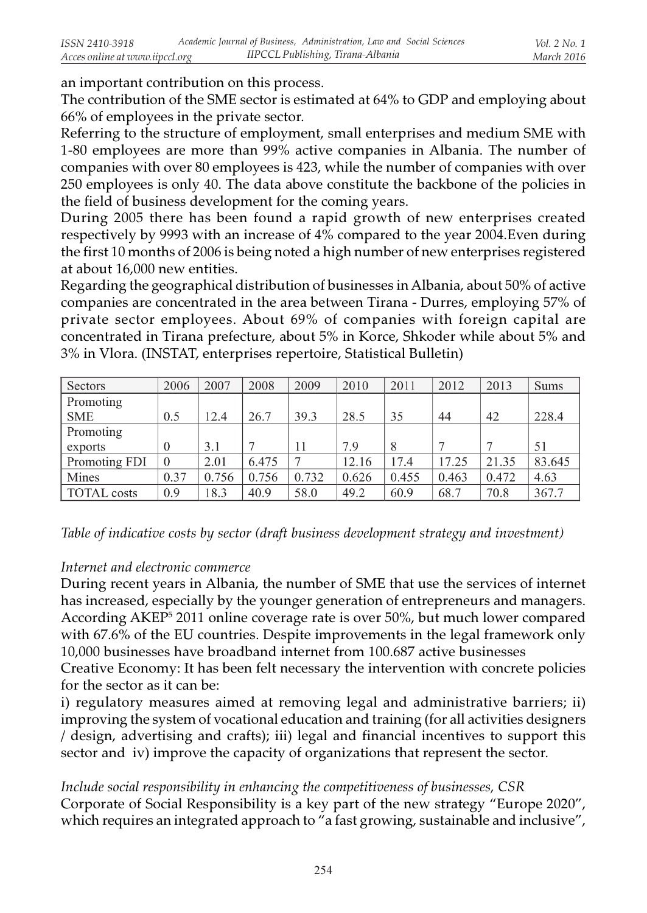an important contribution on this process.

The contribution of the SME sector is estimated at 64% to GDP and employing about 66% of employees in the private sector.

Referring to the structure of employment, small enterprises and medium SME with 1-80 employees are more than 99% active companies in Albania. The number of companies with over 80 employees is 423, while the number of companies with over 250 employees is only 40. The data above constitute the backbone of the policies in the field of business development for the coming years.

During 2005 there has been found a rapid growth of new enterprises created respectively by 9993 with an increase of 4% compared to the year 2004.Even during the first 10 months of 2006 is being noted a high number of new enterprises registered at about 16,000 new entities.

Regarding the geographical distribution of businesses in Albania, about 50% of active companies are concentrated in the area between Tirana - Durres, employing 57% of private sector employees. About 69% of companies with foreign capital are concentrated in Tirana prefecture, about 5% in Korce, Shkoder while about 5% and 3% in Vlora. (INSTAT, enterprises repertoire, Statistical Bulletin)

| Sectors | 2006 | 2007 | 2008 | 2009 | 2010 | 2011 | 2012 | 2013 | Sums |
|---|---|---|---|---|---|---|---|---|---|
| Promoting SME | 0.5 | 12.4 | 26.7 | 39.3 | 28.5 | 35 | 44 | 42 | 228.4 |
| Promoting exports | 0 | 3.1 | 7 | 11 | 7.9 | 8 | 7 | 7 | 51 |
| Promoting FDI | 0 | 2.01 | 6.475 | 7 | 12.16 | 17.4 | 17.25 | 21.35 | 83.645 |
| Mines | 0.37 | 0.756 | 0.756 | 0.732 | 0.626 | 0.455 | 0.463 | 0.472 | 4.63 |
| TOTAL costs | 0.9 | 18.3 | 40.9 | 58.0 | 49.2 | 60.9 | 68.7 | 70.8 | 367.7 |

*Table of indicative costs by sector (draft business development strategy and investment)*

*Internet and electronic commerce*

During recent years in Albania, the number of SME that use the services of internet has increased, especially by the younger generation of entrepreneurs and managers. According AKEP[5] 2011 online coverage rate is over 50%, but much lower compared with 67.6% of the EU countries. Despite improvements in the legal framework only 10,000 businesses have broadband internet from 100.687 active businesses

Creative Economy: It has been felt necessary the intervention with concrete policies for the sector as it can be:

i) regulatory measures aimed at removing legal and administrative barriers; ii) improving the system of vocational education and training (for all activities designers / design, advertising and crafts); iii) legal and financial incentives to support this sector and iv) improve the capacity of organizations that represent the sector.

*Include social responsibility in enhancing the competitiveness of businesses, CSR*

Corporate of Social Responsibility is a key part of the new strategy "Europe 2020", which requires an integrated approach to "a fast growing, sustainable and inclusive",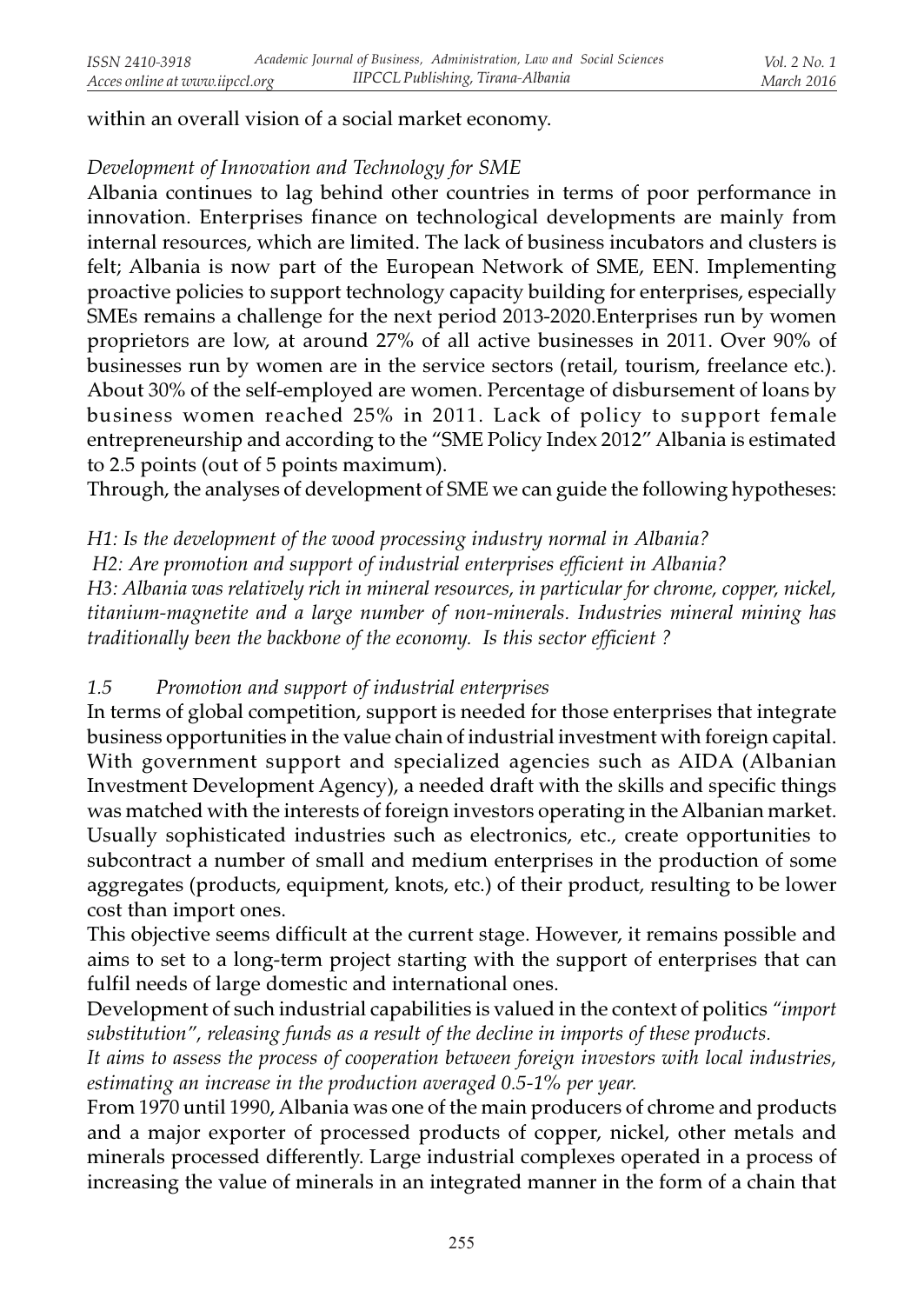within an overall vision of a social market economy.

*Development of Innovation and Technology for SME*

Albania continues to lag behind other countries in terms of poor performance in innovation. Enterprises finance on technological developments are mainly from internal resources, which are limited. The lack of business incubators and clusters is felt; Albania is now part of the European Network of SME, EEN. Implementing proactive policies to support technology capacity building for enterprises, especially SMEs remains a challenge for the next period 2013-2020.Enterprises run by women proprietors are low, at around 27% of all active businesses in 2011. Over 90% of businesses run by women are in the service sectors (retail, tourism, freelance etc.). About 30% of the self-employed are women. Percentage of disbursement of loans by business women reached 25% in 2011. Lack of policy to support female entrepreneurship and according to the "SME Policy Index 2012" Albania is estimated to 2.5 points (out of 5 points maximum).

Through, the analyses of development of SME we can guide the following hypotheses:

*H1: Is the development of the wood processing industry normal in Albania?*

*H2: Are promotion and support of industrial enterprises efficient in Albania?*

*H3: Albania was relatively rich in mineral resources, in particular for chrome, copper, nickel, titanium-magnetite and a large number of non-minerals. Industries mineral mining has traditionally been the backbone of the economy. Is this sector efficient ?*

### *1.5 Promotion and support of industrial enterprises*

In terms of global competition, support is needed for those enterprises that integrate business opportunities in the value chain of industrial investment with foreign capital. With government support and specialized agencies such as AIDA (Albanian Investment Development Agency), a needed draft with the skills and specific things was matched with the interests of foreign investors operating in the Albanian market. Usually sophisticated industries such as electronics, etc., create opportunities to subcontract a number of small and medium enterprises in the production of some aggregates (products, equipment, knots, etc.) of their product, resulting to be lower cost than import ones.

This objective seems difficult at the current stage. However, it remains possible and aims to set to a long-term project starting with the support of enterprises that can fulfil needs of large domestic and international ones.

Development of such industrial capabilities is valued in the context of politics *"import substitution", releasing funds as a result of the decline in imports of these products.*

*It aims to assess the process of cooperation between foreign investors with local industries, estimating an increase in the production averaged 0.5-1% per year.*

From 1970 until 1990, Albania was one of the main producers of chrome and products and a major exporter of processed products of copper, nickel, other metals and minerals processed differently. Large industrial complexes operated in a process of increasing the value of minerals in an integrated manner in the form of a chain that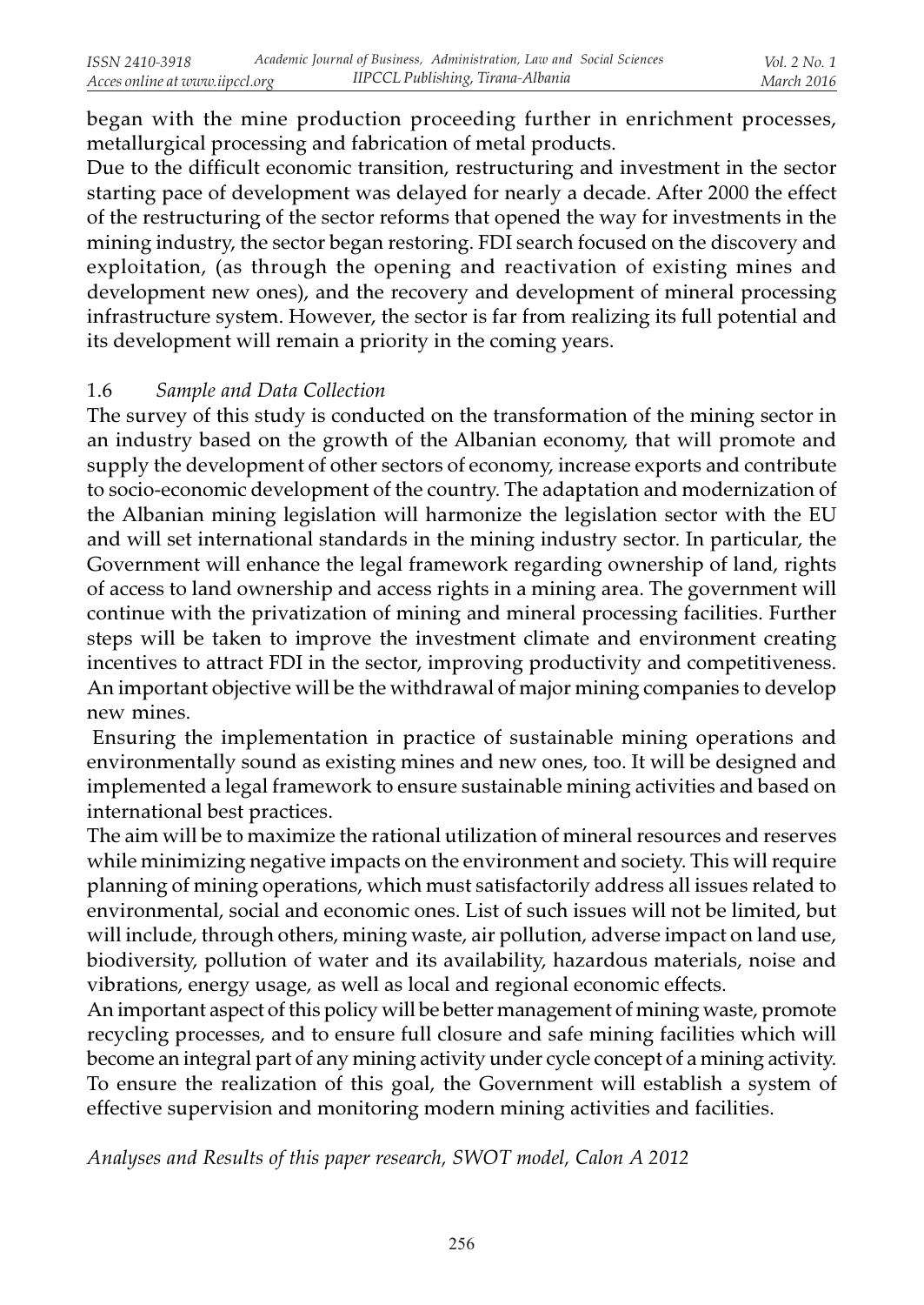began with the mine production proceeding further in enrichment processes, metallurgical processing and fabrication of metal products.

Due to the difficult economic transition, restructuring and investment in the sector starting pace of development was delayed for nearly a decade. After 2000 the effect of the restructuring of the sector reforms that opened the way for investments in the mining industry, the sector began restoring. FDI search focused on the discovery and exploitation, (as through the opening and reactivation of existing mines and development new ones), and the recovery and development of mineral processing infrastructure system. However, the sector is far from realizing its full potential and its development will remain a priority in the coming years.

### 1.6 *Sample and Data Collection*

The survey of this study is conducted on the transformation of the mining sector in an industry based on the growth of the Albanian economy, that will promote and supply the development of other sectors of economy, increase exports and contribute to socio-economic development of the country. The adaptation and modernization of the Albanian mining legislation will harmonize the legislation sector with the EU and will set international standards in the mining industry sector. In particular, the Government will enhance the legal framework regarding ownership of land, rights of access to land ownership and access rights in a mining area. The government will continue with the privatization of mining and mineral processing facilities. Further steps will be taken to improve the investment climate and environment creating incentives to attract FDI in the sector, improving productivity and competitiveness. An important objective will be the withdrawal of major mining companies to develop new mines.

Ensuring the implementation in practice of sustainable mining operations and environmentally sound as existing mines and new ones, too. It will be designed and implemented a legal framework to ensure sustainable mining activities and based on international best practices.

The aim will be to maximize the rational utilization of mineral resources and reserves while minimizing negative impacts on the environment and society. This will require planning of mining operations, which must satisfactorily address all issues related to environmental, social and economic ones. List of such issues will not be limited, but will include, through others, mining waste, air pollution, adverse impact on land use, biodiversity, pollution of water and its availability, hazardous materials, noise and vibrations, energy usage, as well as local and regional economic effects.

An important aspect of this policy will be better management of mining waste, promote recycling processes, and to ensure full closure and safe mining facilities which will become an integral part of any mining activity under cycle concept of a mining activity. To ensure the realization of this goal, the Government will establish a system of effective supervision and monitoring modern mining activities and facilities.

*Analyses and Results of this paper research, SWOT model, Calon A 2012*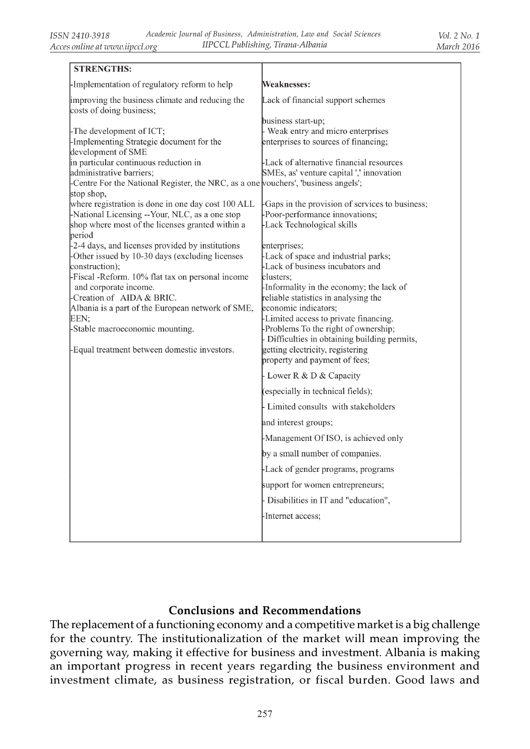| STRENGTHS: | |
|---|---|
| -Implementation of regulatory reform to help improving the business climate and reducing the costs of doing business;<br>-The development of ICT;<br>-Implementing Strategic document for the development of SME in particular continuous reduction in administrative barriers;<br>-Centre For the National Register, the NRC, as a one stop shop, where registration is done in one day cost 100 ALL<br>-National Licensing --Your, NLC, as a one stop shop where most of the licenses granted within a period<br>-2-4 days, and licenses provided by institutions<br>-Other issued by 10-30 days (excluding licenses construction);<br>-Fiscal -Reform. 10% flat tax on personal income and corporate income.<br>-Creation of AIDA & BRIC.<br>Albania is a part of the European network of SME, EEN;<br>-Stable macroeconomic mounting.<br>-Equal treatment between domestic investors. | **Weaknesses:**<br>Lack of financial support schemes business start-up;<br>- Weak entry and micro enterprises enterprises to sources of financing;<br>-Lack of alternative financial resources SMEs, as' venture capital ',' innovation vouchers', 'business angels';<br>-Gaps in the provision of services to business;<br>-Poor-performance innovations;<br>-Lack Technological skills enterprises;<br>-Lack of space and industrial parks;<br>-Lack of business incubators and clusters;<br>-Informality in the economy; the lack of reliable statistics in analysing the economic indicators;<br>-Limited access to private financing.<br>-Problems To the right of ownership;<br>- Difficulties in obtaining building permits, getting electricity, registering property and payment of fees;<br>- Lower R & D & Capacity (especially in technical fields);<br>- Limited consults with stakeholders and interest groups;<br>-Management Of ISO, is achieved only by a small number of companies.<br>-Lack of gender programs, programs support for women entrepreneurs;<br>- Disabilities in IT and "education",<br>-Internet access; |

## Conclusions and Recommendations

The replacement of a functioning economy and a competitive market is a big challenge for the country. The institutionalization of the market will mean improving the governing way, making it effective for business and investment. Albania is making an important progress in recent years regarding the business environment and investment climate, as business registration, or fiscal burden. Good laws and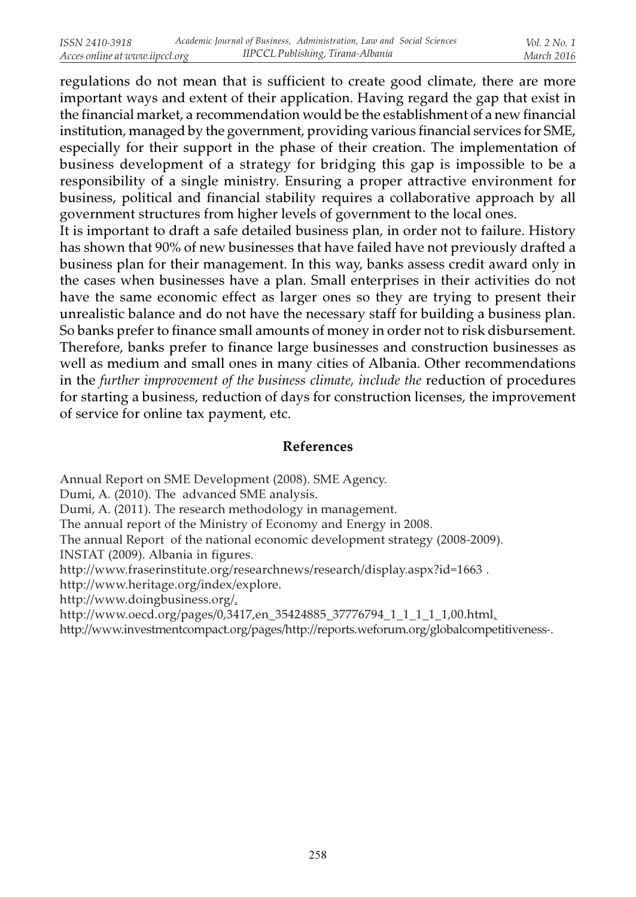regulations do not mean that is sufficient to create good climate, there are more important ways and extent of their application. Having regard the gap that exist in the financial market, a recommendation would be the establishment of a new financial institution, managed by the government, providing various financial services for SME, especially for their support in the phase of their creation. The implementation of business development of a strategy for bridging this gap is impossible to be a responsibility of a single ministry. Ensuring a proper attractive environment for business, political and financial stability requires a collaborative approach by all government structures from higher levels of government to the local ones.

It is important to draft a safe detailed business plan, in order not to failure. History has shown that 90% of new businesses that have failed have not previously drafted a business plan for their management. In this way, banks assess credit award only in the cases when businesses have a plan. Small enterprises in their activities do not have the same economic effect as larger ones so they are trying to present their unrealistic balance and do not have the necessary staff for building a business plan. So banks prefer to finance small amounts of money in order not to risk disbursement. Therefore, banks prefer to finance large businesses and construction businesses as well as medium and small ones in many cities of Albania. Other recommendations in the *further improvement of the business climate, include the* reduction of procedures for starting a business, reduction of days for construction licenses, the improvement of service for online tax payment, etc.

## References

Annual Report on SME Development (2008). SME Agency.

Dumi, A. (2010). The advanced SME analysis.

Dumi, A. (2011). The research methodology in management.

The annual report of the Ministry of Economy and Energy in 2008.

The annual Report of the national economic development strategy (2008-2009).

INSTAT (2009). Albania in figures.

http://www.fraserinstitute.org/researchnews/research/display.aspx?id=1663 .

http://www.heritage.org/index/explore.

http://www.doingbusiness.org/.

http://www.oecd.org/pages/0,3417,en_35424885_37776794_1_1_1_1_1,00.html.

http://www.investmentcompact.org/pages/http://reports.weforum.org/globalcompetitiveness-.